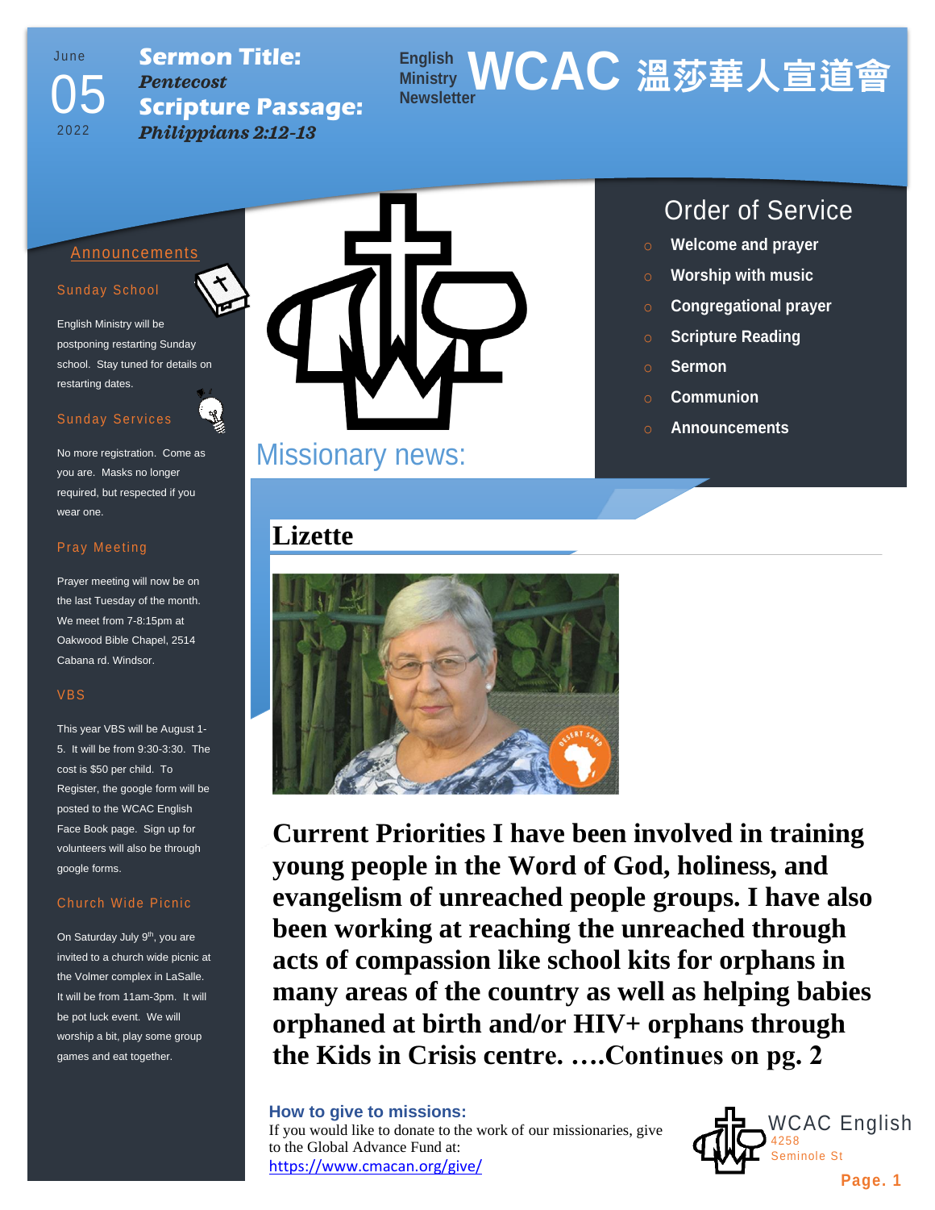June 05 2022

**Sermon Title:** *Pentecost*

**Scripture Passage:** *Philippians 2:12-13*

# English Ministry Newsletter WCAC 溫莎華人宣道會

## Announcements

### Sunday School

English Ministry will be postponing restarting Sunday school. Stay tuned for details on restarting dates.

### Sunday Services

No more registration. Come as you are. Masks no longer required, but respected if you wear one.

### Pray Meeting

Prayer meeting will now be on the last Tuesday of the month. We meet from 7-8:15pm at Oakwood Bible Chapel, 2514 Cabana rd. Windsor.

### VBS

This year VBS will be August 1-5. It will be from 9:30-3:30. The cost is $50 per child. To Register, the google form will be posted to the WCAC English Face Book page. Sign up for volunteers will also be through google forms.

### Church Wide Picnic

On Saturday July 9th, you are invited to a church wide picnic at the Volmer complex in LaSalle. It will be from 11am-3pm. It will be pot luck event. We will worship a bit, play some group games and eat together.

## Order of Service

- Welcome and prayer
- Worship with music
- Congregational prayer
- Scripture Reading
- Sermon
- Communion
- Announcements

## Missionary news:

### Lizette

**Current Priorities I have been involved in training young people in the Word of God, holiness, and evangelism of unreached people groups. I have also been working at reaching the unreached through acts of compassion like school kits for orphans in many areas of the country as well as helping babies orphaned at birth and/or HIV+ orphans through the Kids in Crisis centre. ….Continues on pg. 2**

**How to give to missions:**

If you would like to donate to the work of our missionaries, give to the Global Advance Fund at:
https://www.cmacan.org/give/

WCAC English
4258 Seminole St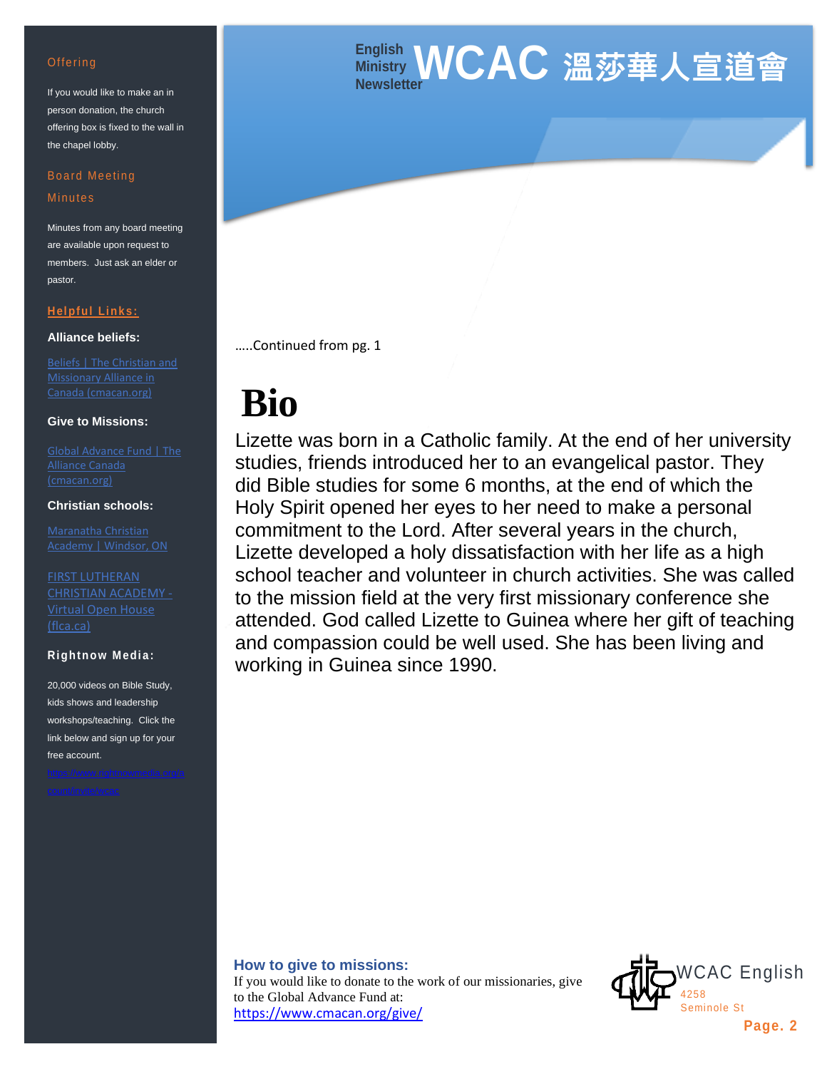## Offering

If you would like to make an in person donation, the church offering box is fixed to the wall in the chapel lobby.

## Board Meeting Minutes

Minutes from any board meeting are available upon request to members. Just ask an elder or pastor.

## Helpful Links:

**Alliance beliefs:**

[Beliefs | The Christian and Missionary Alliance in Canada (cmacan.org)]

**Give to Missions:**

[Global Advance Fund | The Alliance Canada (cmacan.org)]

**Christian schools:**

[Maranatha Christian Academy | Windsor, ON]

[FIRST LUTHERAN CHRISTIAN ACADEMY - Virtual Open House (flca.ca)]

**Rightnow Media:**

20,000 videos on Bible Study, kids shows and leadership workshops/teaching. Click the link below and sign up for your free account.

https://www.rightnowmedia.org/account/invite/wcac

# English Ministry Newsletter WCAC 溫莎華人宣道會

…..Continued from pg. 1

# Bio

Lizette was born in a Catholic family. At the end of her university studies, friends introduced her to an evangelical pastor. They did Bible studies for some 6 months, at the end of which the Holy Spirit opened her eyes to her need to make a personal commitment to the Lord. After several years in the church, Lizette developed a holy dissatisfaction with her life as a high school teacher and volunteer in church activities. She was called to the mission field at the very first missionary conference she attended. God called Lizette to Guinea where her gift of teaching and compassion could be well used. She has been living and working in Guinea since 1990.

### How to give to missions:

If you would like to donate to the work of our missionaries, give to the Global Advance Fund at: https://www.cmacan.org/give/

WCAC English
4258 Seminole St